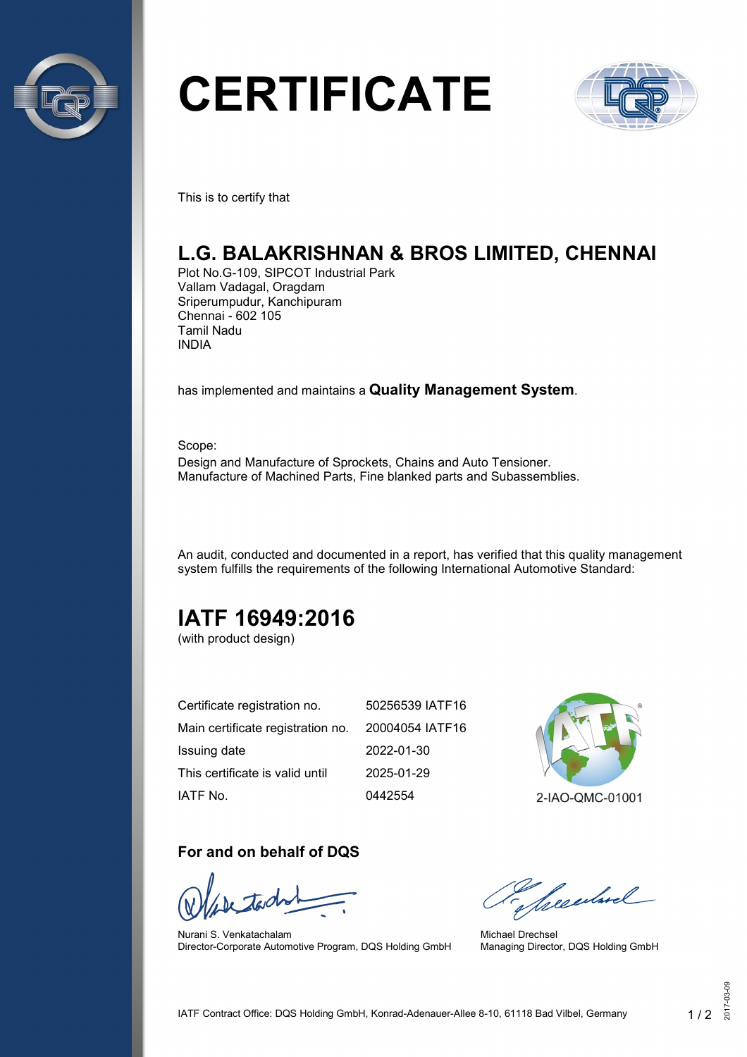# CERTIFICATE

This is to certify that

## L.G. BALAKRISHNAN & BROS LIMITED, CHENNAI

Plot No.G-109, SIPCOT Industrial Park
Vallam Vadagal, Oragdam
Sriperumpudur, Kanchipuram
Chennai - 602 105
Tamil Nadu
INDIA

has implemented and maintains a **Quality Management System**.

Scope:
Design and Manufacture of Sprockets, Chains and Auto Tensioner.
Manufacture of Machined Parts, Fine blanked parts and Subassemblies.

An audit, conducted and documented in a report, has verified that this quality management system fulfills the requirements of the following International Automotive Standard:

## IATF 16949:2016

(with product design)

| | |
|---|---|
| Certificate registration no. | 50256539 IATF16 |
| Main certificate registration no. | 20004054 IATF16 |
| Issuing date | 2022-01-30 |
| This certificate is valid until | 2025-01-29 |
| IATF No. | 0442554 |

2-IAO-QMC-01001

### For and on behalf of DQS

Nurani S. Venkatachalam
Director-Corporate Automotive Program, DQS Holding GmbH

Michael Drechsel
Managing Director, DQS Holding GmbH

IATF Contract Office: DQS Holding GmbH, Konrad-Adenauer-Allee 8-10, 61118 Bad Vilbel, Germany

2017-03-09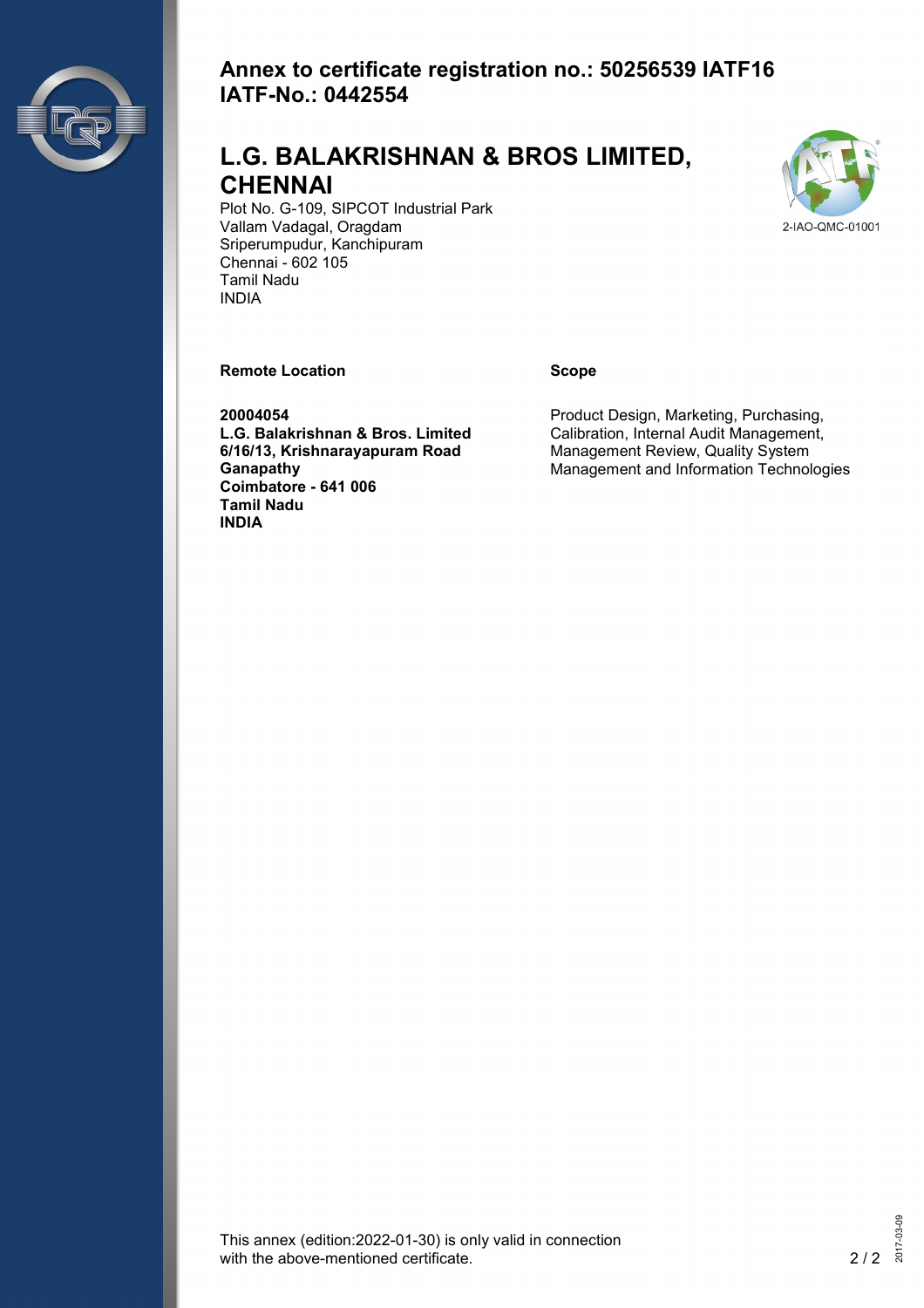## Annex to certificate registration no.: 50256539 IATF16
## IATF-No.: 0442554

# L.G. BALAKRISHNAN & BROS LIMITED, CHENNAI

Plot No. G-109, SIPCOT Industrial Park
Vallam Vadagal, Oragdam
Sriperumpudur, Kanchipuram
Chennai - 602 105
Tamil Nadu
INDIA

2-IAO-QMC-01001

| Remote Location | Scope |
| --- | --- |
| **20004054**<br>**L.G. Balakrishnan & Bros. Limited**<br>**6/16/13, Krishnarayapuram Road**<br>**Ganapathy**<br>**Coimbatore - 641 006**<br>**Tamil Nadu**<br>**INDIA** | Product Design, Marketing, Purchasing, Calibration, Internal Audit Management, Management Review, Quality System Management and Information Technologies |

This annex (edition:2022-01-30) is only valid in connection with the above-mentioned certificate.